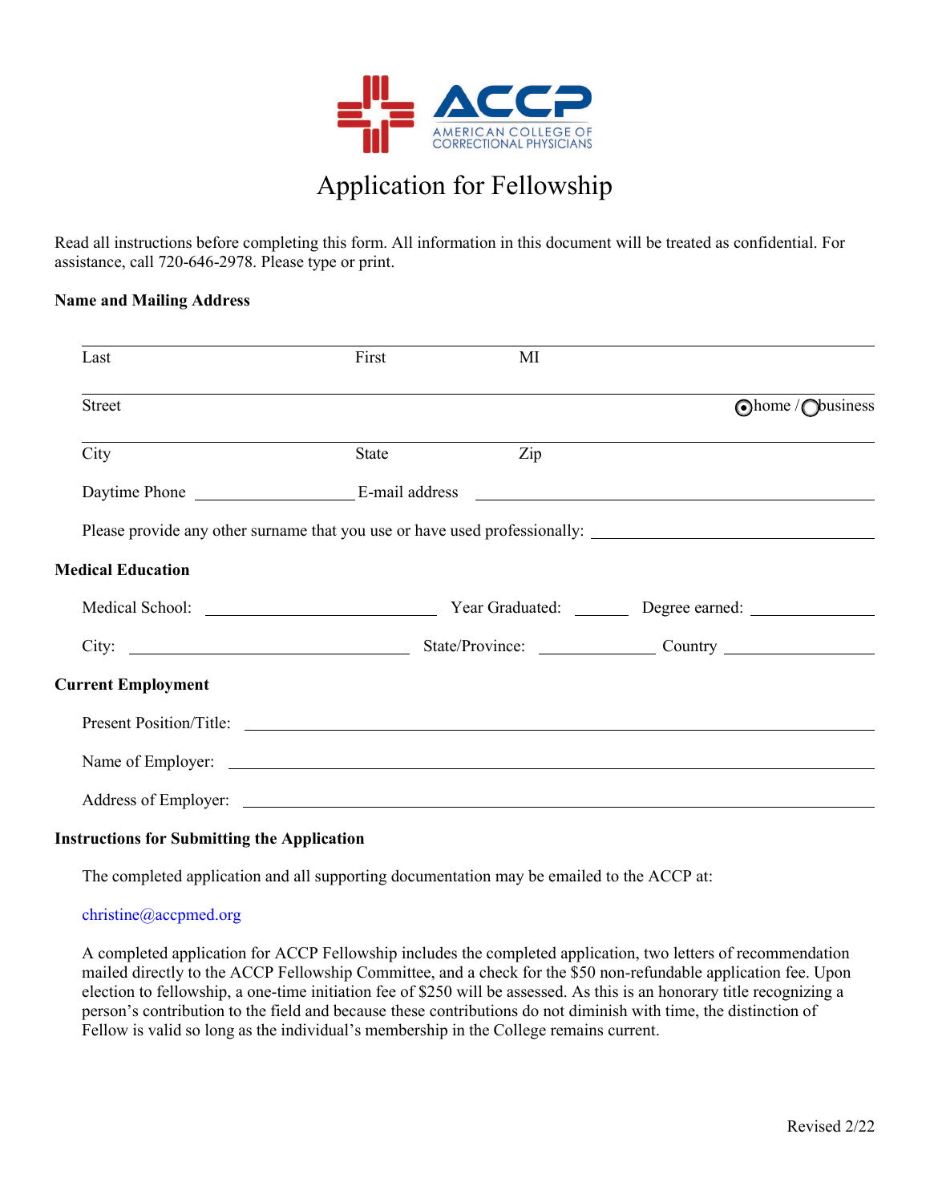AMERICAN COLLEGE OF CORRECTIONAL PHYSICIANS

# Application for Fellowship

Read all instructions before completing this form. All information in this document will be treated as confidential. For assistance, call 720-646-2978. Please type or print.

**Name and Mailing Address**

Last First MI

Street ◉ home / ○ business

City State Zip

Daytime Phone ____________ E-mail address ____________

Please provide any other surname that you use or have used professionally: ____________

**Medical Education**

Medical School: ____________ Year Graduated: ______ Degree earned: ____________

City: ____________ State/Province: ____________ Country ____________

**Current Employment**

Present Position/Title: ____________

Name of Employer: ____________

Address of Employer: ____________

**Instructions for Submitting the Application**

The completed application and all supporting documentation may be emailed to the ACCP at:

christine@accpmed.org

A completed application for ACCP Fellowship includes the completed application, two letters of recommendation mailed directly to the ACCP Fellowship Committee, and a check for the $50 non-refundable application fee. Upon election to fellowship, a one-time initiation fee of $250 will be assessed. As this is an honorary title recognizing a person's contribution to the field and because these contributions do not diminish with time, the distinction of Fellow is valid so long as the individual's membership in the College remains current.

Revised 2/22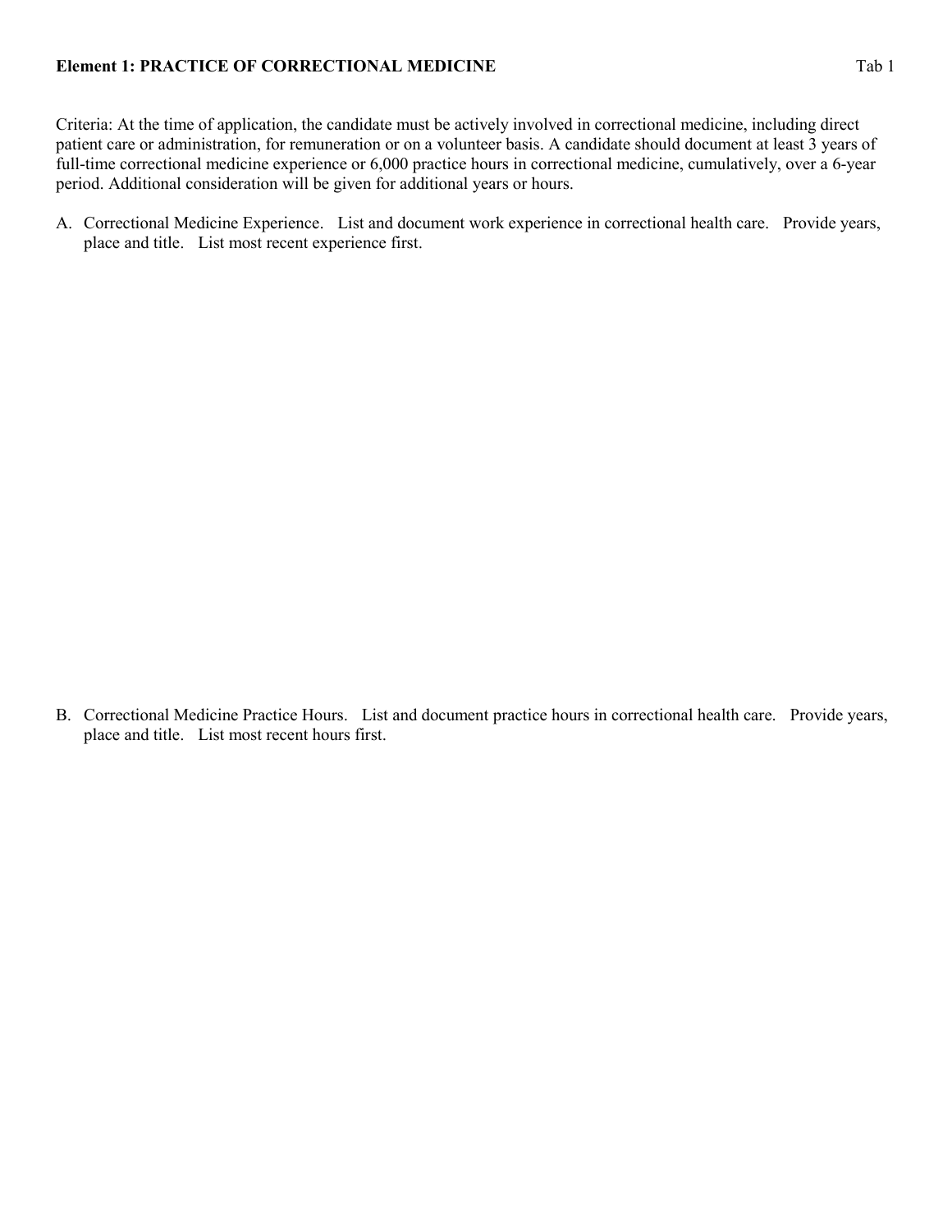**Element 1: PRACTICE OF CORRECTIONAL MEDICINE** Tab 1

Criteria: At the time of application, the candidate must be actively involved in correctional medicine, including direct patient care or administration, for remuneration or on a volunteer basis. A candidate should document at least 3 years of full-time correctional medicine experience or 6,000 practice hours in correctional medicine, cumulatively, over a 6-year period. Additional consideration will be given for additional years or hours.

A. Correctional Medicine Experience. List and document work experience in correctional health care. Provide years, place and title. List most recent experience first.

B. Correctional Medicine Practice Hours. List and document practice hours in correctional health care. Provide years, place and title. List most recent hours first.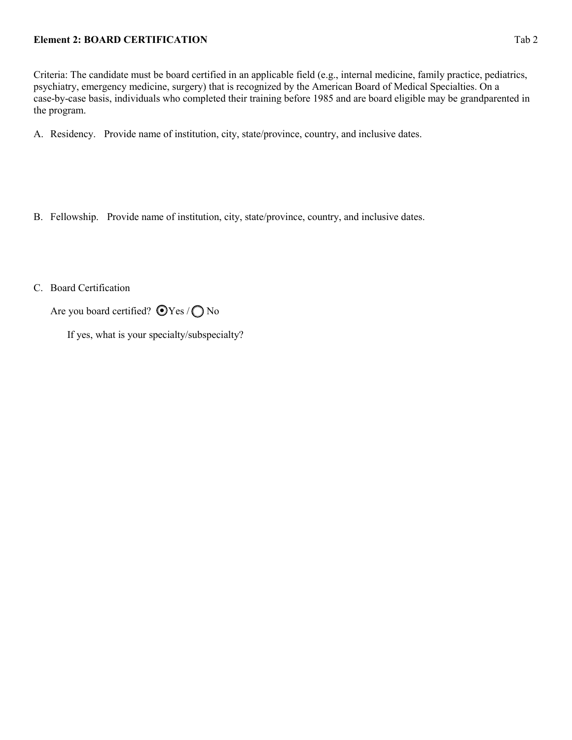**Element 2: BOARD CERTIFICATION** Tab 2

Criteria: The candidate must be board certified in an applicable field (e.g., internal medicine, family practice, pediatrics, psychiatry, emergency medicine, surgery) that is recognized by the American Board of Medical Specialties. On a case-by-case basis, individuals who completed their training before 1985 and are board eligible may be grandparented in the program.

A. Residency. Provide name of institution, city, state/province, country, and inclusive dates.

B. Fellowship. Provide name of institution, city, state/province, country, and inclusive dates.

C. Board Certification

Are you board certified? ◉ Yes / ○ No

If yes, what is your specialty/subspecialty?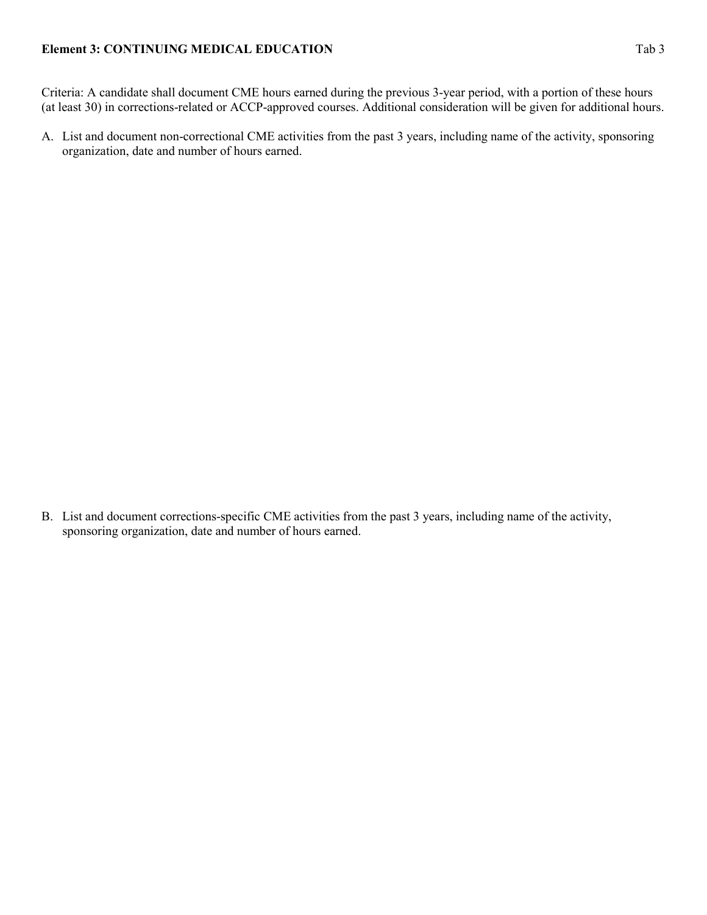**Element 3: CONTINUING MEDICAL EDUCATION** Tab 3

Criteria: A candidate shall document CME hours earned during the previous 3-year period, with a portion of these hours (at least 30) in corrections-related or ACCP-approved courses. Additional consideration will be given for additional hours.

A. List and document non-correctional CME activities from the past 3 years, including name of the activity, sponsoring organization, date and number of hours earned.

B. List and document corrections-specific CME activities from the past 3 years, including name of the activity, sponsoring organization, date and number of hours earned.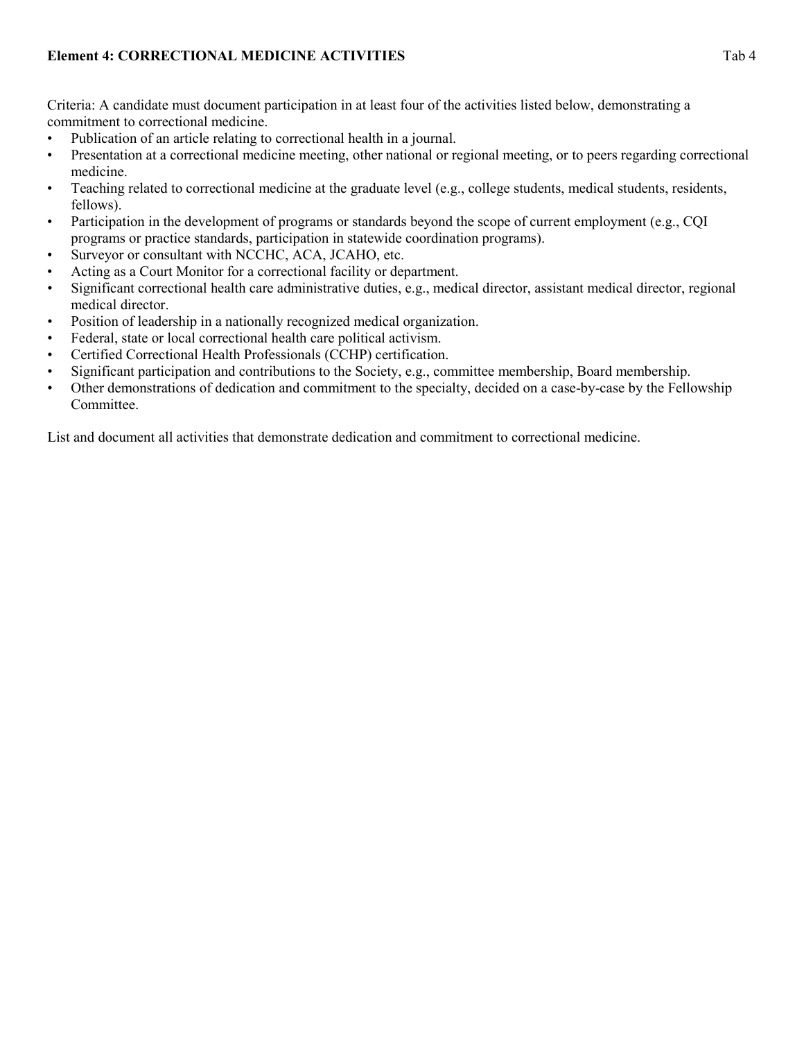## Element 4: CORRECTIONAL MEDICINE ACTIVITIES

Tab 4

Criteria: A candidate must document participation in at least four of the activities listed below, demonstrating a commitment to correctional medicine.

- Publication of an article relating to correctional health in a journal.
- Presentation at a correctional medicine meeting, other national or regional meeting, or to peers regarding correctional medicine.
- Teaching related to correctional medicine at the graduate level (e.g., college students, medical students, residents, fellows).
- Participation in the development of programs or standards beyond the scope of current employment (e.g., CQI programs or practice standards, participation in statewide coordination programs).
- Surveyor or consultant with NCCHC, ACA, JCAHO, etc.
- Acting as a Court Monitor for a correctional facility or department.
- Significant correctional health care administrative duties, e.g., medical director, assistant medical director, regional medical director.
- Position of leadership in a nationally recognized medical organization.
- Federal, state or local correctional health care political activism.
- Certified Correctional Health Professionals (CCHP) certification.
- Significant participation and contributions to the Society, e.g., committee membership, Board membership.
- Other demonstrations of dedication and commitment to the specialty, decided on a case-by-case by the Fellowship Committee.

List and document all activities that demonstrate dedication and commitment to correctional medicine.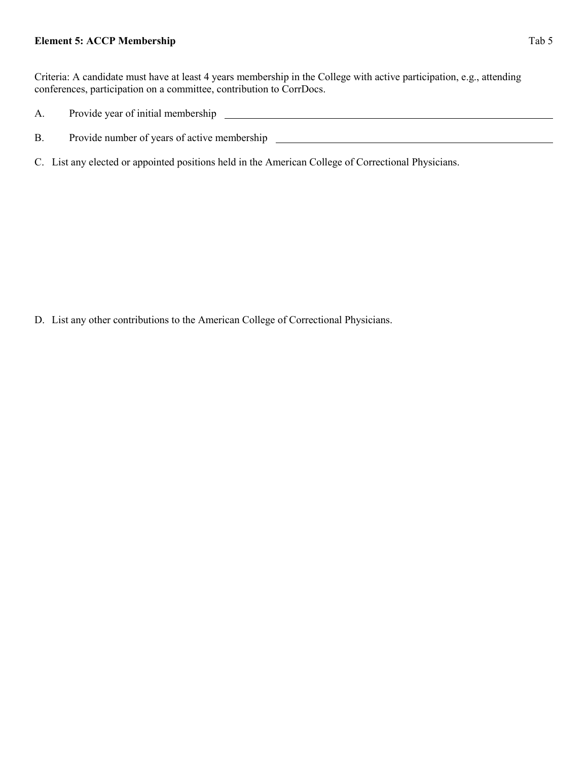**Element 5: ACCP Membership** Tab 5

Criteria: A candidate must have at least 4 years membership in the College with active participation, e.g., attending conferences, participation on a committee, contribution to CorrDocs.

A. Provide year of initial membership \_\_\_\_\_\_\_\_\_\_\_\_\_\_\_\_\_\_\_\_\_\_\_\_\_\_\_\_\_\_\_\_\_\_\_\_\_\_\_\_

B. Provide number of years of active membership \_\_\_\_\_\_\_\_\_\_\_\_\_\_\_\_\_\_\_\_\_\_\_\_\_\_\_\_\_\_\_\_\_\_\_\_

C. List any elected or appointed positions held in the American College of Correctional Physicians.

D. List any other contributions to the American College of Correctional Physicians.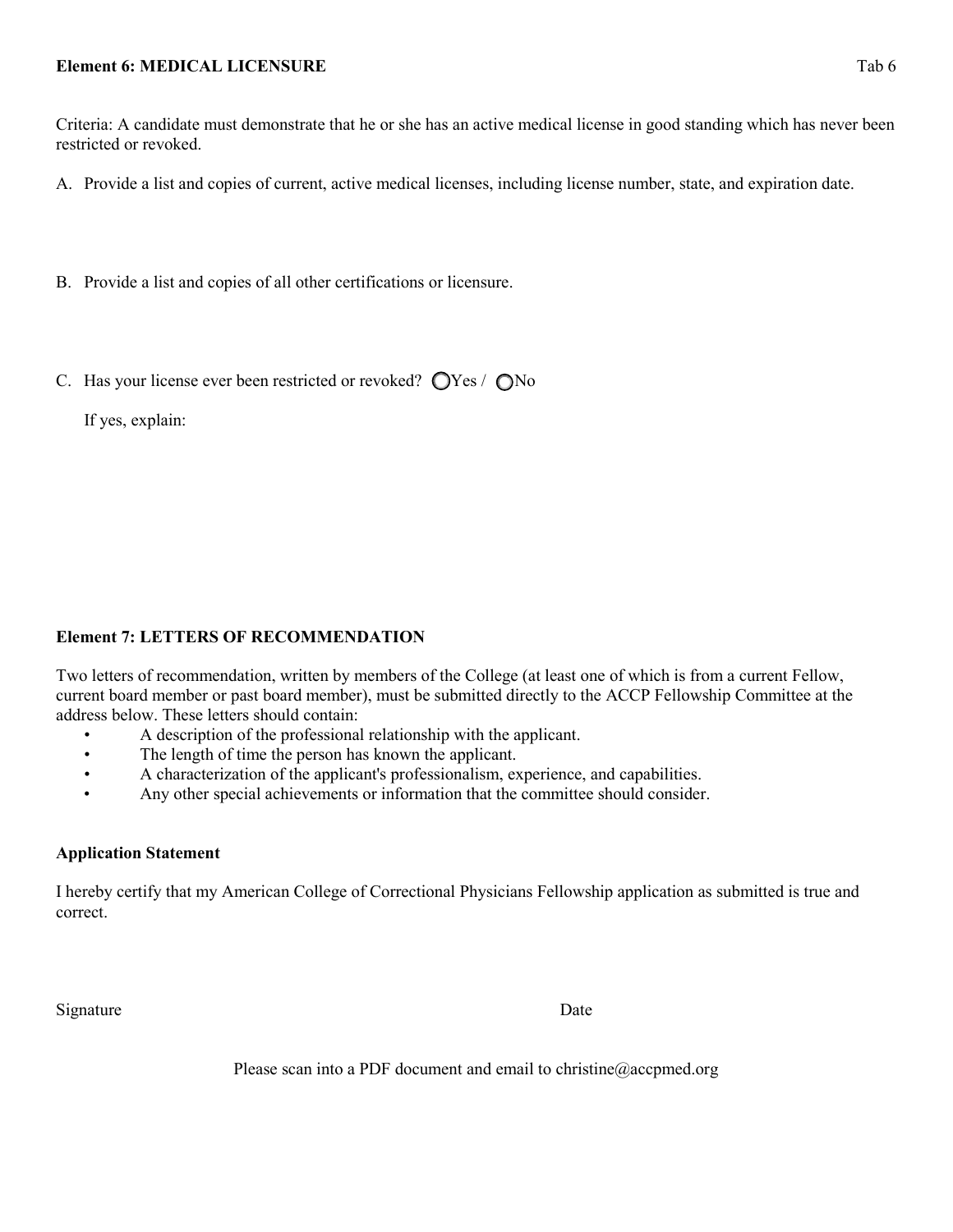**Element 6: MEDICAL LICENSURE** Tab 6

Criteria: A candidate must demonstrate that he or she has an active medical license in good standing which has never been restricted or revoked.

A. Provide a list and copies of current, active medical licenses, including license number, state, and expiration date.

B. Provide a list and copies of all other certifications or licensure.

C. Has your license ever been restricted or revoked? ◯Yes / ◯No

   If yes, explain:

**Element 7: LETTERS OF RECOMMENDATION**

Two letters of recommendation, written by members of the College (at least one of which is from a current Fellow, current board member or past board member), must be submitted directly to the ACCP Fellowship Committee at the address below. These letters should contain:

- A description of the professional relationship with the applicant.
- The length of time the person has known the applicant.
- A characterization of the applicant's professionalism, experience, and capabilities.
- Any other special achievements or information that the committee should consider.

**Application Statement**

I hereby certify that my American College of Correctional Physicians Fellowship application as submitted is true and correct.

Signature Date

Please scan into a PDF document and email to christine@accpmed.org